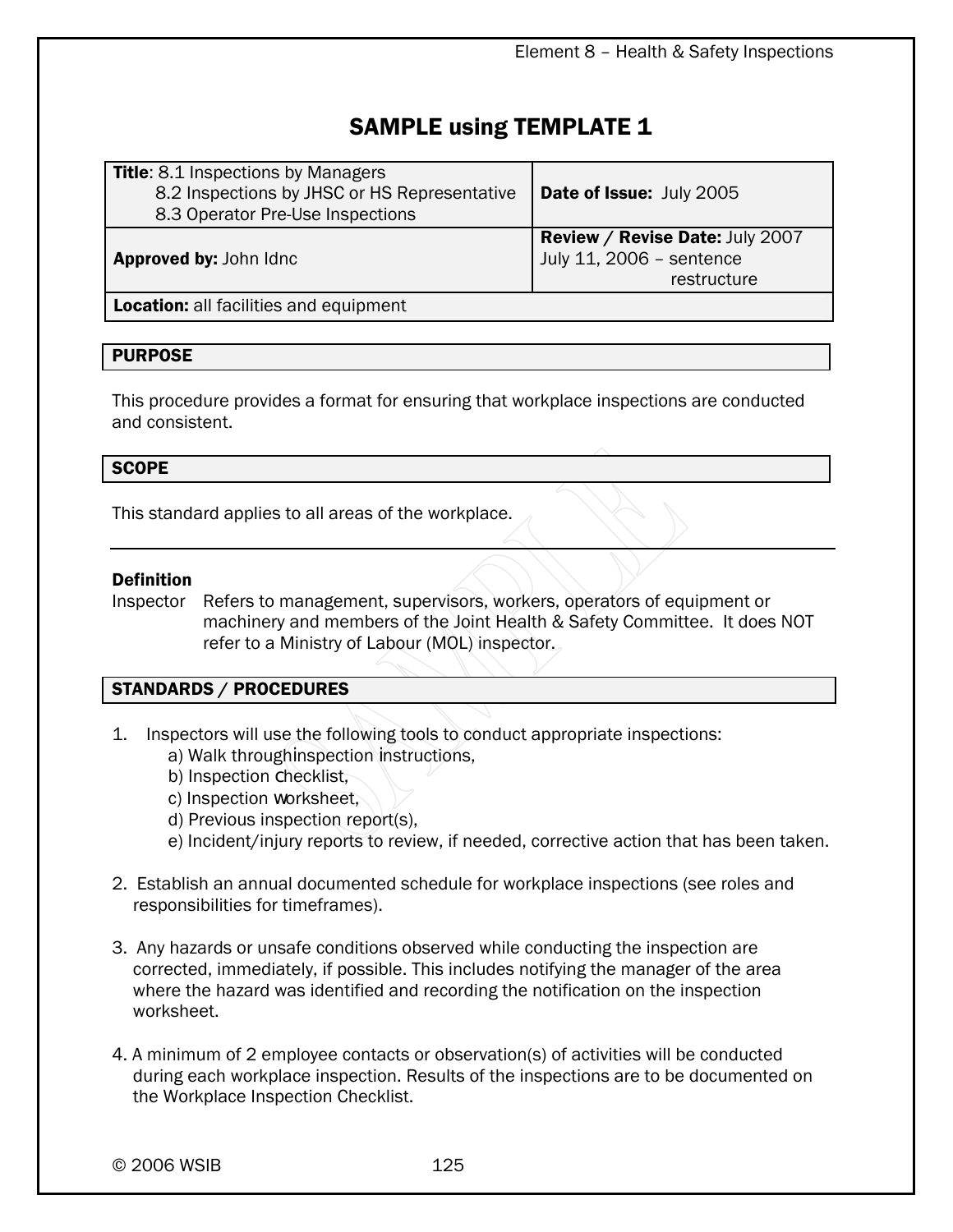# SAMPLE using TEMPLATE 1

| **Title**: 8.1 Inspections by Managers<br>8.2 Inspections by JHSC or HS Representative<br>8.3 Operator Pre-Use Inspections | **Date of Issue:** July 2005 |
|---|---|
| **Approved by:** John Idnc | **Review / Revise Date:** July 2007<br>July 11, 2006 – sentence restructure |
| **Location:** all facilities and equipment | |

## PURPOSE

This procedure provides a format for ensuring that workplace inspections are conducted and consistent.

## SCOPE

This standard applies to all areas of the workplace.

---

**Definition**

Inspector — Refers to management, supervisors, workers, operators of equipment or machinery and members of the Joint Health & Safety Committee. It does NOT refer to a Ministry of Labour (MOL) inspector.

## STANDARDS / PROCEDURES

1. Inspectors will use the following tools to conduct appropriate inspections:
   a) Walk through inspection instructions,
   b) Inspection checklist,
   c) Inspection worksheet,
   d) Previous inspection report(s),
   e) Incident/injury reports to review, if needed, corrective action that has been taken.

2. Establish an annual documented schedule for workplace inspections (see roles and responsibilities for timeframes).

3. Any hazards or unsafe conditions observed while conducting the inspection are corrected, immediately, if possible. This includes notifying the manager of the area where the hazard was identified and recording the notification on the inspection worksheet.

4. A minimum of 2 employee contacts or observation(s) of activities will be conducted during each workplace inspection. Results of the inspections are to be documented on the Workplace Inspection Checklist.

© 2006 WSIB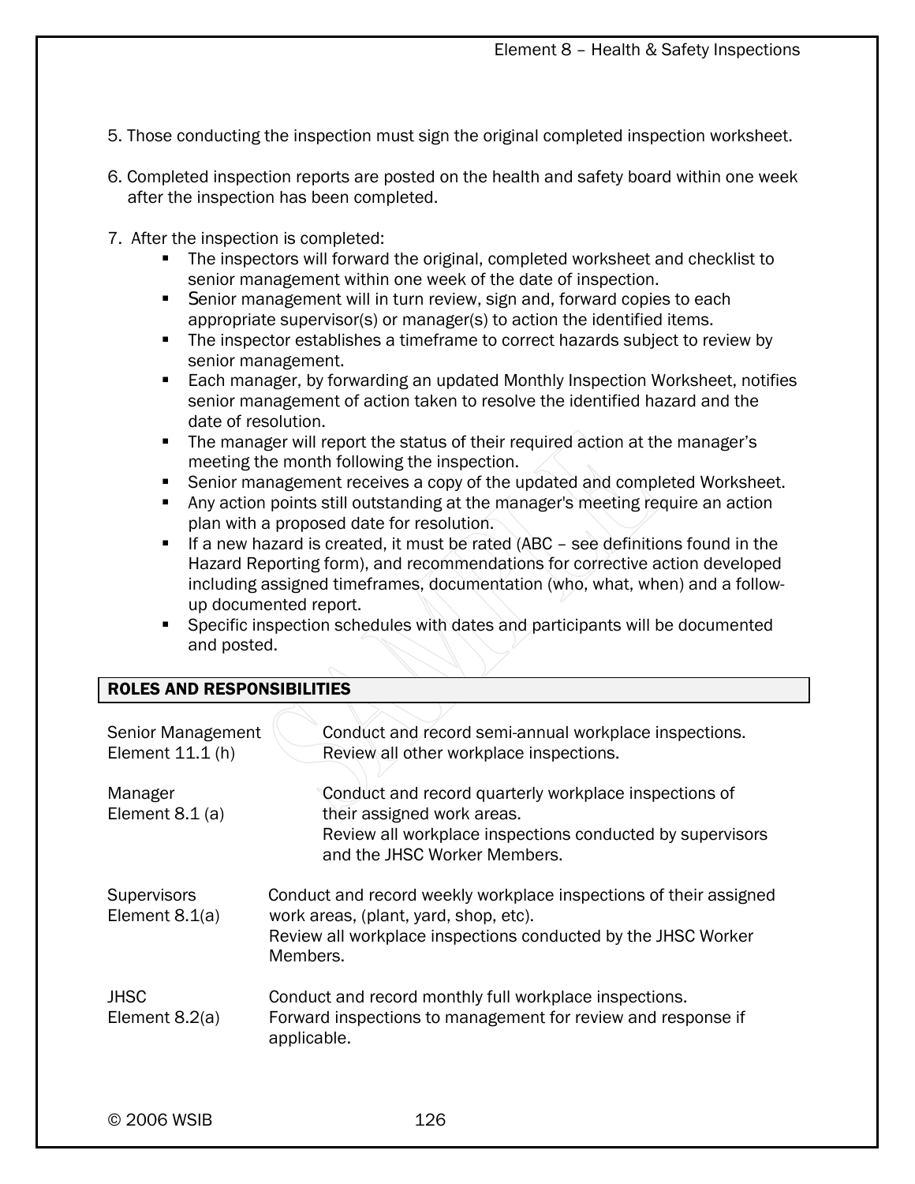5. Those conducting the inspection must sign the original completed inspection worksheet.

6. Completed inspection reports are posted on the health and safety board within one week after the inspection has been completed.

7. After the inspection is completed:
   - The inspectors will forward the original, completed worksheet and checklist to senior management within one week of the date of inspection.
   - Senior management will in turn review, sign and, forward copies to each appropriate supervisor(s) or manager(s) to action the identified items.
   - The inspector establishes a timeframe to correct hazards subject to review by senior management.
   - Each manager, by forwarding an updated Monthly Inspection Worksheet, notifies senior management of action taken to resolve the identified hazard and the date of resolution.
   - The manager will report the status of their required action at the manager's meeting the month following the inspection.
   - Senior management receives a copy of the updated and completed Worksheet.
   - Any action points still outstanding at the manager's meeting require an action plan with a proposed date for resolution.
   - If a new hazard is created, it must be rated (ABC – see definitions found in the Hazard Reporting form), and recommendations for corrective action developed including assigned timeframes, documentation (who, what, when) and a follow-up documented report.
   - Specific inspection schedules with dates and participants will be documented and posted.

## ROLES AND RESPONSIBILITIES

| | |
|---|---|
| Senior Management<br>Element 11.1 (h) | Conduct and record semi-annual workplace inspections.<br>Review all other workplace inspections. |
| Manager<br>Element 8.1 (a) | Conduct and record quarterly workplace inspections of their assigned work areas.<br>Review all workplace inspections conducted by supervisors and the JHSC Worker Members. |
| Supervisors<br>Element 8.1(a) | Conduct and record weekly workplace inspections of their assigned work areas, (plant, yard, shop, etc).<br>Review all workplace inspections conducted by the JHSC Worker Members. |
| JHSC<br>Element 8.2(a) | Conduct and record monthly full workplace inspections.<br>Forward inspections to management for review and response if applicable. |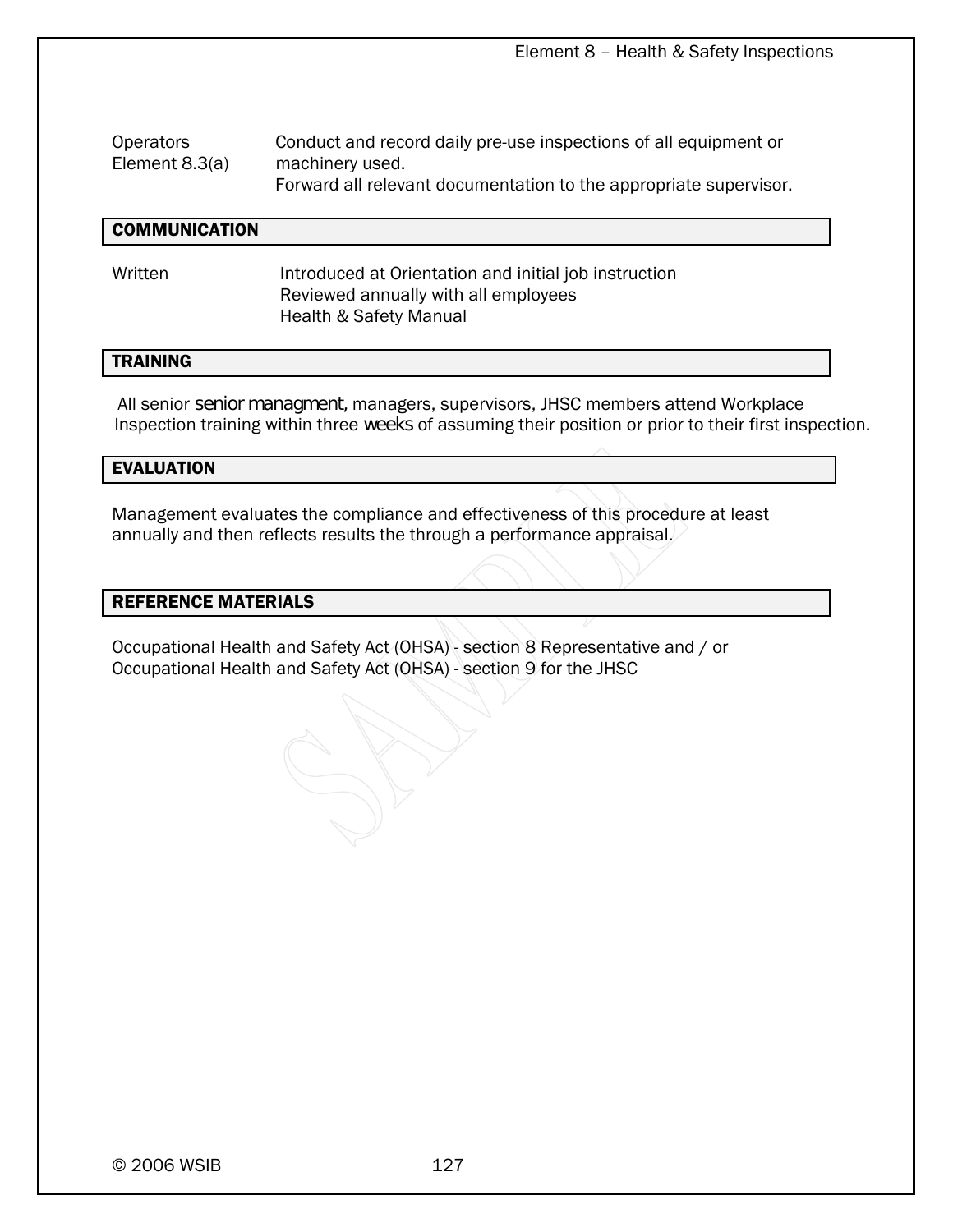| | |
|---|---|
| Operators<br>Element 8.3(a) | Conduct and record daily pre-use inspections of all equipment or machinery used.<br>Forward all relevant documentation to the appropriate supervisor. |

## COMMUNICATION

| | |
|---|---|
| Written | Introduced at Orientation and initial job instruction<br>Reviewed annually with all employees<br>Health & Safety Manual |

## TRAINING

All senior senior managment, managers, supervisors, JHSC members attend Workplace Inspection training within three weeks of assuming their position or prior to their first inspection.

## EVALUATION

Management evaluates the compliance and effectiveness of this procedure at least annually and then reflects results the through a performance appraisal.

## REFERENCE MATERIALS

Occupational Health and Safety Act (OHSA) - section 8 Representative and / or
Occupational Health and Safety Act (OHSA) - section 9 for the JHSC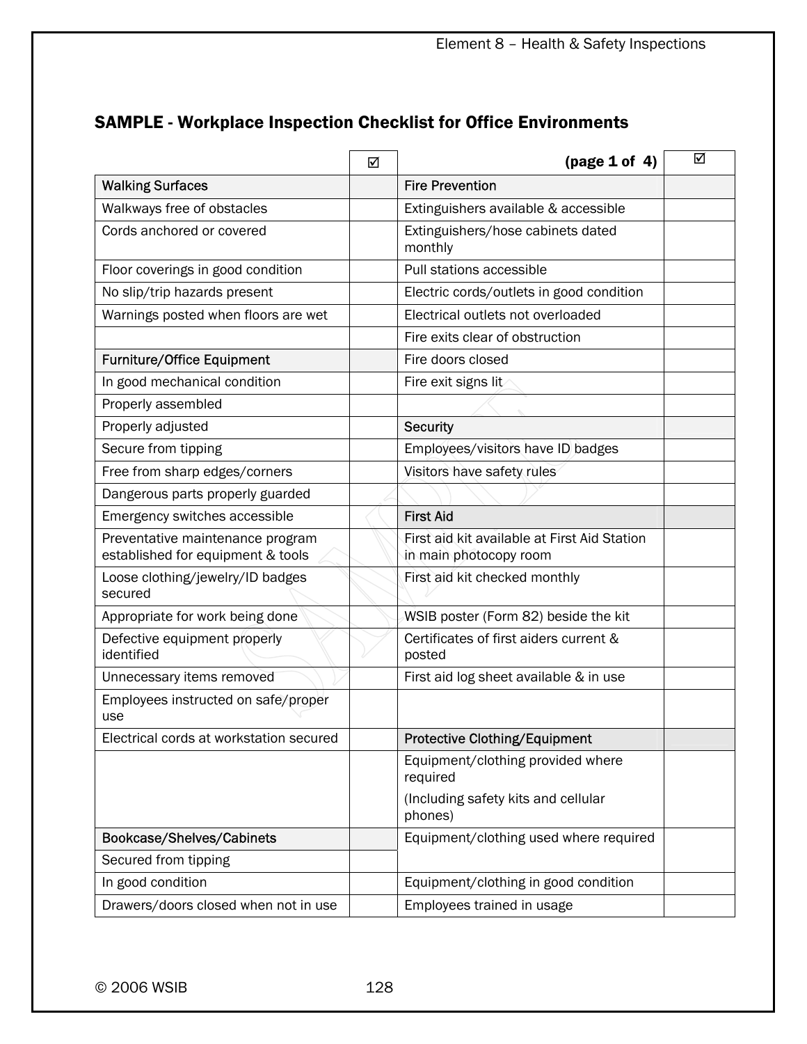## SAMPLE - Workplace Inspection Checklist for Office Environments

| | ☑ | (page 1 of 4) | ☑ |
|---|---|---|---|
| Walking Surfaces | | Fire Prevention | |
| Walkways free of obstacles | | Extinguishers available & accessible | |
| Cords anchored or covered | | Extinguishers/hose cabinets dated monthly | |
| Floor coverings in good condition | | Pull stations accessible | |
| No slip/trip hazards present | | Electric cords/outlets in good condition | |
| Warnings posted when floors are wet | | Electrical outlets not overloaded | |
| | | Fire exits clear of obstruction | |
| Furniture/Office Equipment | | Fire doors closed | |
| In good mechanical condition | | Fire exit signs lit | |
| Properly assembled | | | |
| Properly adjusted | | Security | |
| Secure from tipping | | Employees/visitors have ID badges | |
| Free from sharp edges/corners | | Visitors have safety rules | |
| Dangerous parts properly guarded | | | |
| Emergency switches accessible | | First Aid | |
| Preventative maintenance program established for equipment & tools | | First aid kit available at First Aid Station in main photocopy room | |
| Loose clothing/jewelry/ID badges secured | | First aid kit checked monthly | |
| Appropriate for work being done | | WSIB poster (Form 82) beside the kit | |
| Defective equipment properly identified | | Certificates of first aiders current & posted | |
| Unnecessary items removed | | First aid log sheet available & in use | |
| Employees instructed on safe/proper use | | | |
| Electrical cords at workstation secured | | Protective Clothing/Equipment | |
| | | Equipment/clothing provided where required (Including safety kits and cellular phones) | |
| Bookcase/Shelves/Cabinets | | Equipment/clothing used where required | |
| Secured from tipping | | | |
| In good condition | | Equipment/clothing in good condition | |
| Drawers/doors closed when not in use | | Employees trained in usage | |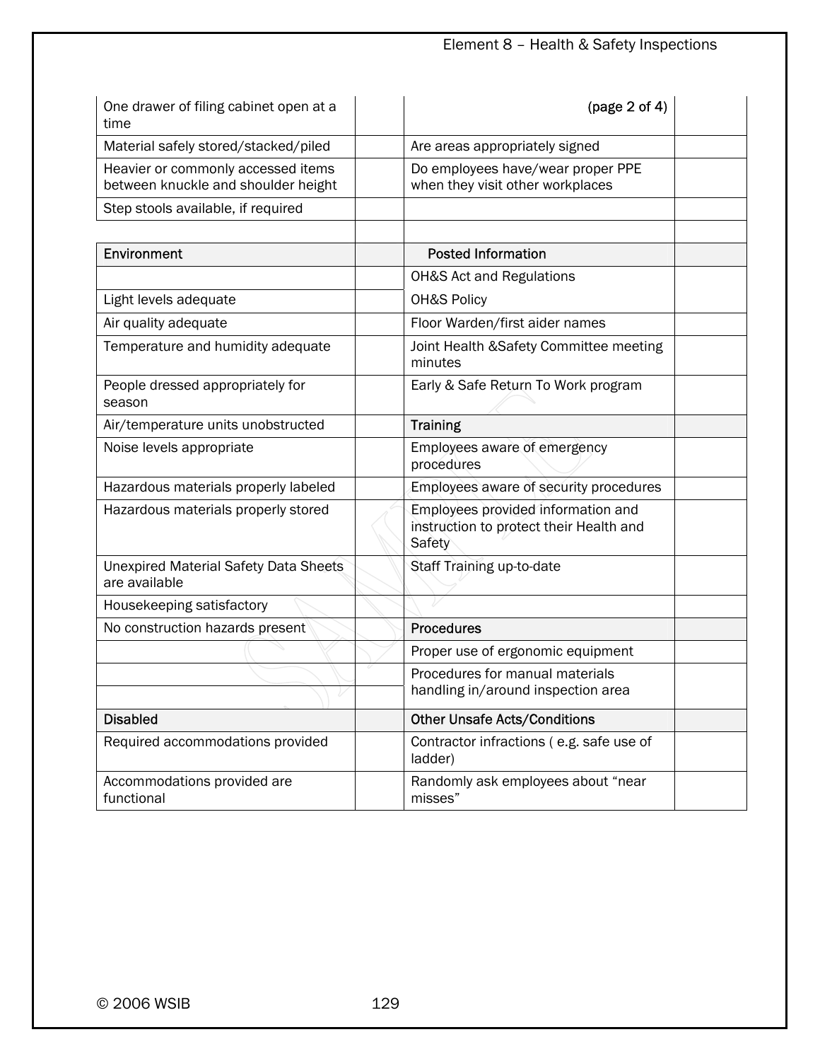| | | | |
|---|---|---|---|
| One drawer of filing cabinet open at a time | | (page 2 of 4) | |
| Material safely stored/stacked/piled | | Are areas appropriately signed | |
| Heavier or commonly accessed items between knuckle and shoulder height | | Do employees have/wear proper PPE when they visit other workplaces | |
| Step stools available, if required | | | |
| | | | |
| **Environment** | | **Posted Information** | |
| | | OH&S Act and Regulations | |
| Light levels adequate | | OH&S Policy | |
| Air quality adequate | | Floor Warden/first aider names | |
| Temperature and humidity adequate | | Joint Health &Safety Committee meeting minutes | |
| People dressed appropriately for season | | Early & Safe Return To Work program | |
| Air/temperature units unobstructed | | **Training** | |
| Noise levels appropriate | | Employees aware of emergency procedures | |
| Hazardous materials properly labeled | | Employees aware of security procedures | |
| Hazardous materials properly stored | | Employees provided information and instruction to protect their Health and Safety | |
| Unexpired Material Safety Data Sheets are available | | Staff Training up-to-date | |
| Housekeeping satisfactory | | | |
| No construction hazards present | | **Procedures** | |
| | | Proper use of ergonomic equipment | |
| | | Procedures for manual materials handling in/around inspection area | |
| | | | |
| **Disabled** | | **Other Unsafe Acts/Conditions** | |
| Required accommodations provided | | Contractor infractions ( e.g. safe use of ladder) | |
| Accommodations provided are functional | | Randomly ask employees about "near misses" | |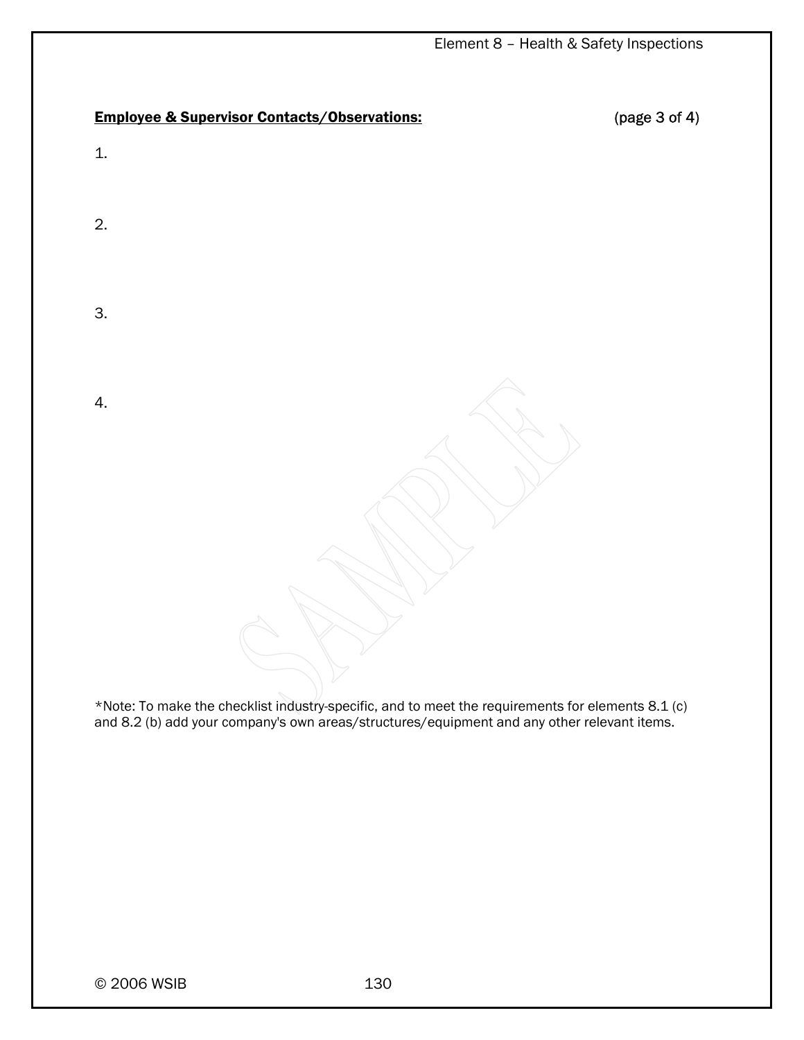**Employee & Supervisor Contacts/Observations:** (page 3 of 4)

1.

2.

3.

4.

*Note: To make the checklist industry-specific, and to meet the requirements for elements 8.1 (c) and 8.2 (b) add your company's own areas/structures/equipment and any other relevant items.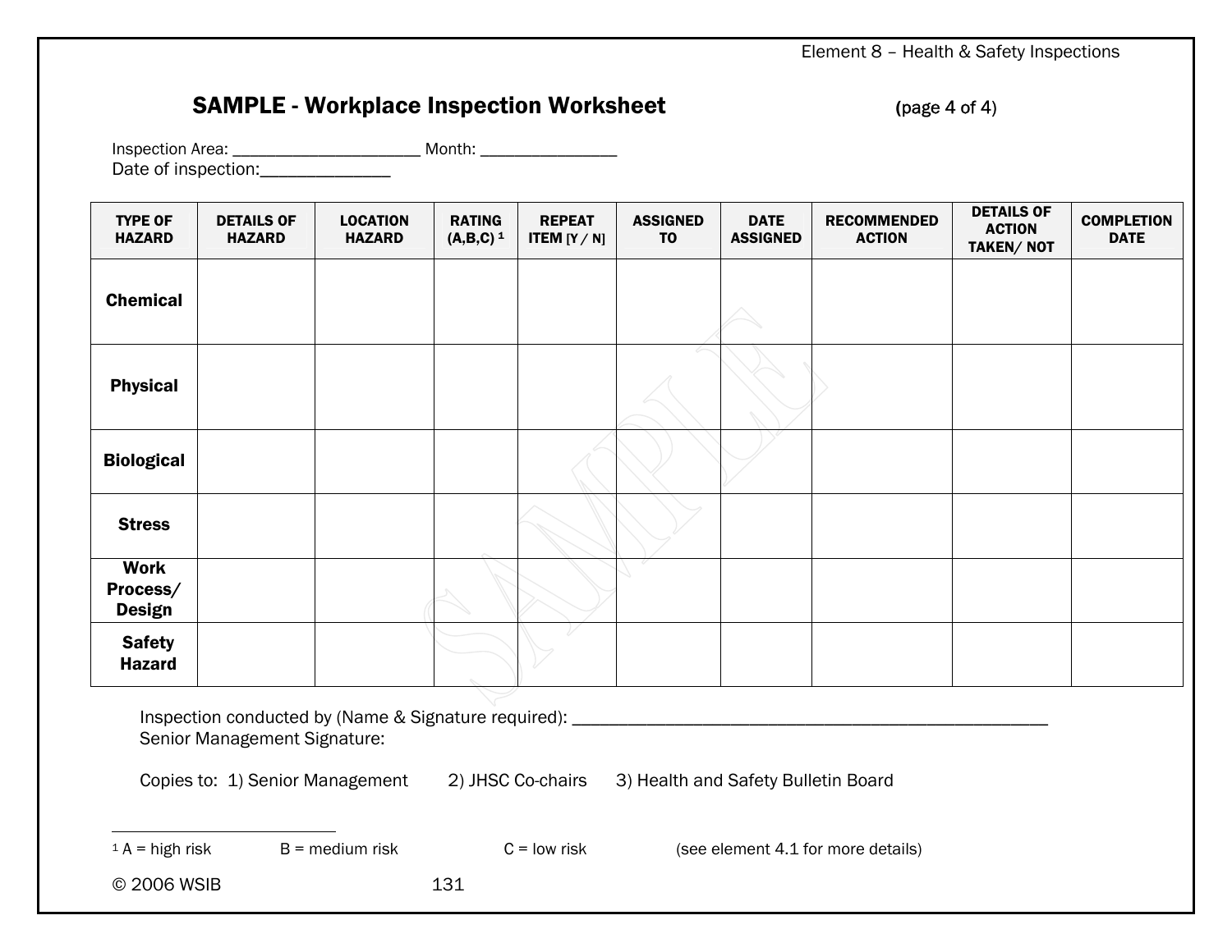## SAMPLE - Workplace Inspection Worksheet

(page 4 of 4)

Inspection Area: ____________________ Month: ______________
Date of inspection:_____________

| TYPE OF HAZARD | DETAILS OF HAZARD | LOCATION HAZARD | RATING (A,B,C) [1] | REPEAT ITEM [Y / N] | ASSIGNED TO | DATE ASSIGNED | RECOMMENDED ACTION | DETAILS OF ACTION TAKEN/ NOT | COMPLETION DATE |
|---|---|---|---|---|---|---|---|---|---|
| **Chemical** | | | | | | | | | |
| **Physical** | | | | | | | | | |
| **Biological** | | | | | | | | | |
| **Stress** | | | | | | | | | |
| **Work Process/ Design** | | | | | | | | | |
| **Safety Hazard** | | | | | | | | | |

Inspection conducted by (Name & Signature required): ______________________________________________
Senior Management Signature:

Copies to: 1) Senior Management 2) JHSC Co-chairs 3) Health and Safety Bulletin Board

[1] A = high risk B = medium risk C = low risk (see element 4.1 for more details)

© 2006 WSIB